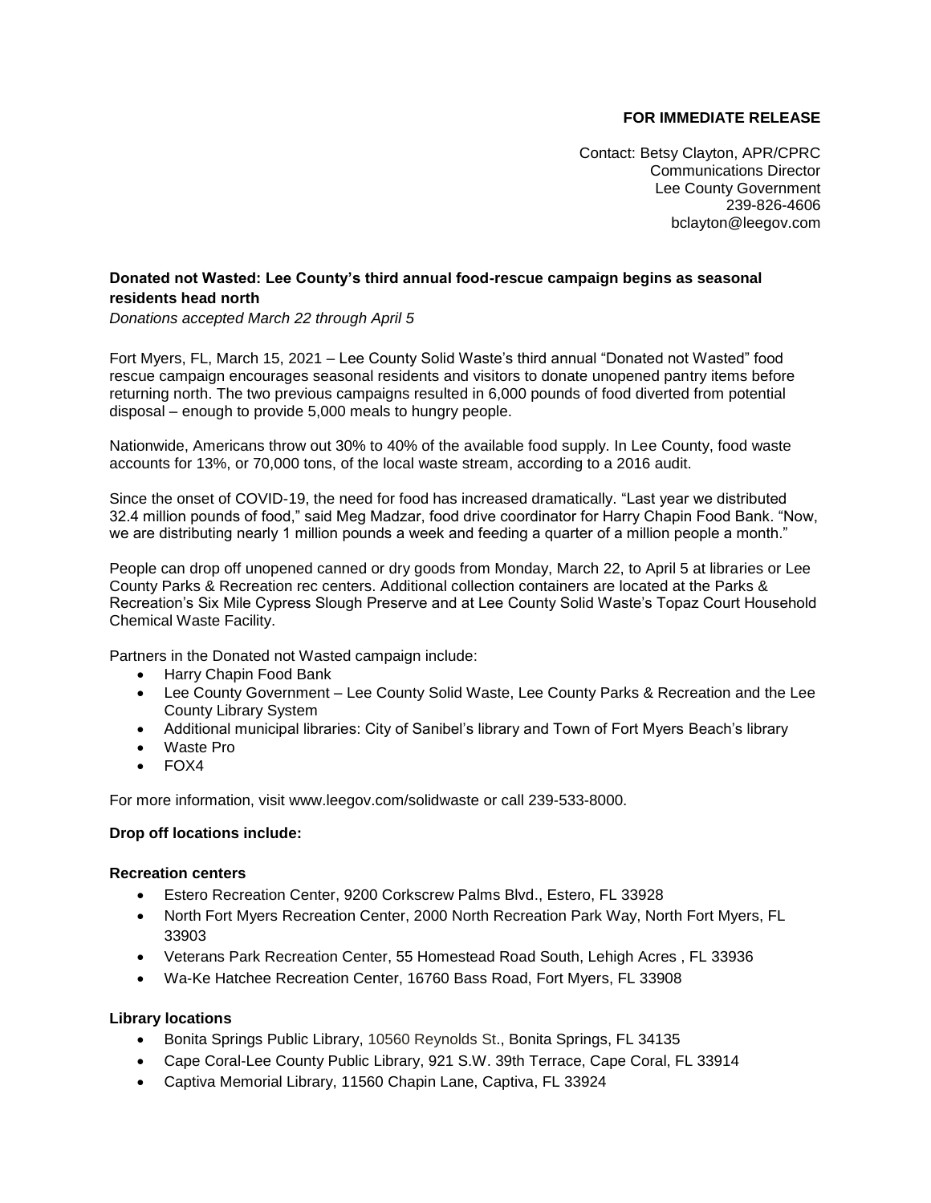**FOR IMMEDIATE RELEASE**

Contact: Betsy Clayton, APR/CPRC
Communications Director
Lee County Government
239-826-4606
bclayton@leegov.com

**Donated not Wasted: Lee County's third annual food-rescue campaign begins as seasonal residents head north**

*Donations accepted March 22 through April 5*

Fort Myers, FL, March 15, 2021 – Lee County Solid Waste's third annual "Donated not Wasted" food rescue campaign encourages seasonal residents and visitors to donate unopened pantry items before returning north. The two previous campaigns resulted in 6,000 pounds of food diverted from potential disposal – enough to provide 5,000 meals to hungry people.

Nationwide, Americans throw out 30% to 40% of the available food supply. In Lee County, food waste accounts for 13%, or 70,000 tons, of the local waste stream, according to a 2016 audit.

Since the onset of COVID-19, the need for food has increased dramatically. "Last year we distributed 32.4 million pounds of food," said Meg Madzar, food drive coordinator for Harry Chapin Food Bank. "Now, we are distributing nearly 1 million pounds a week and feeding a quarter of a million people a month."

People can drop off unopened canned or dry goods from Monday, March 22, to April 5 at libraries or Lee County Parks & Recreation rec centers. Additional collection containers are located at the Parks & Recreation's Six Mile Cypress Slough Preserve and at Lee County Solid Waste's Topaz Court Household Chemical Waste Facility.

Partners in the Donated not Wasted campaign include:

- Harry Chapin Food Bank
- Lee County Government – Lee County Solid Waste, Lee County Parks & Recreation and the Lee County Library System
- Additional municipal libraries: City of Sanibel's library and Town of Fort Myers Beach's library
- Waste Pro
- FOX4

For more information, visit www.leegov.com/solidwaste or call 239-533-8000.

**Drop off locations include:**

**Recreation centers**

- Estero Recreation Center, 9200 Corkscrew Palms Blvd., Estero, FL 33928
- North Fort Myers Recreation Center, 2000 North Recreation Park Way, North Fort Myers, FL 33903
- Veterans Park Recreation Center, 55 Homestead Road South, Lehigh Acres , FL 33936
- Wa-Ke Hatchee Recreation Center, 16760 Bass Road, Fort Myers, FL 33908

**Library locations**

- Bonita Springs Public Library, 10560 Reynolds St., Bonita Springs, FL 34135
- Cape Coral-Lee County Public Library, 921 S.W. 39th Terrace, Cape Coral, FL 33914
- Captiva Memorial Library, 11560 Chapin Lane, Captiva, FL 33924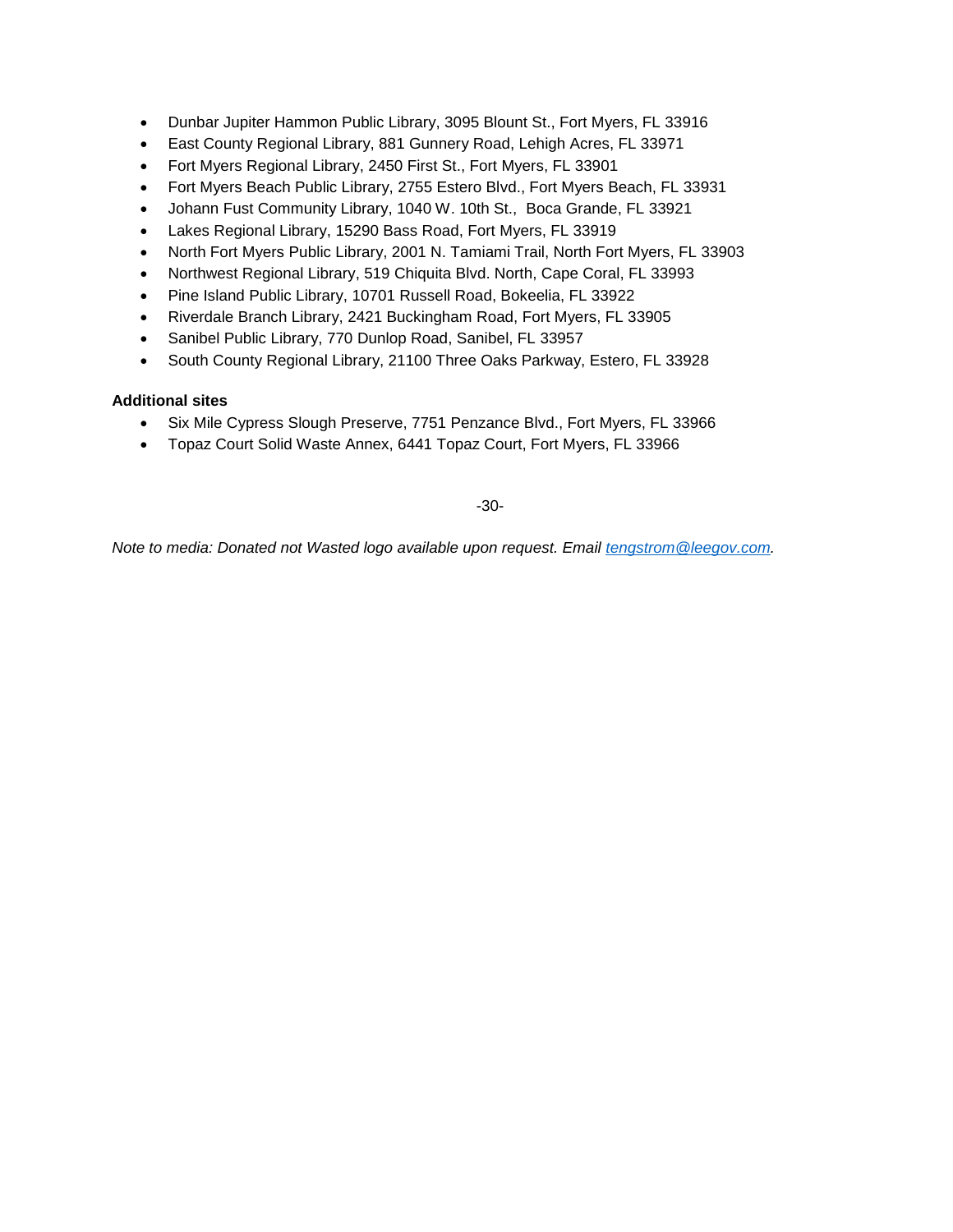- Dunbar Jupiter Hammon Public Library, 3095 Blount St., Fort Myers, FL 33916
- East County Regional Library, 881 Gunnery Road, Lehigh Acres, FL 33971
- Fort Myers Regional Library, 2450 First St., Fort Myers, FL 33901
- Fort Myers Beach Public Library, 2755 Estero Blvd., Fort Myers Beach, FL 33931
- Johann Fust Community Library, 1040 W. 10th St., Boca Grande, FL 33921
- Lakes Regional Library, 15290 Bass Road, Fort Myers, FL 33919
- North Fort Myers Public Library, 2001 N. Tamiami Trail, North Fort Myers, FL 33903
- Northwest Regional Library, 519 Chiquita Blvd. North, Cape Coral, FL 33993
- Pine Island Public Library, 10701 Russell Road, Bokeelia, FL 33922
- Riverdale Branch Library, 2421 Buckingham Road, Fort Myers, FL 33905
- Sanibel Public Library, 770 Dunlop Road, Sanibel, FL 33957
- South County Regional Library, 21100 Three Oaks Parkway, Estero, FL 33928

**Additional sites**

- Six Mile Cypress Slough Preserve, 7751 Penzance Blvd., Fort Myers, FL 33966
- Topaz Court Solid Waste Annex, 6441 Topaz Court, Fort Myers, FL 33966

-30-

*Note to media: Donated not Wasted logo available upon request. Email [tengstrom@leegov.com](mailto:tengstrom@leegov.com).*